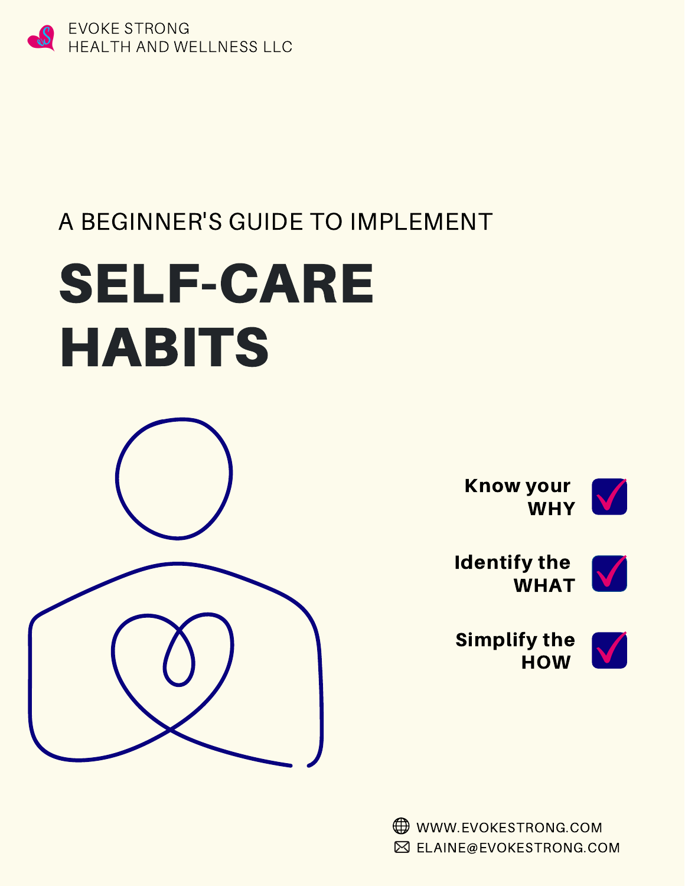EVOKE STRONG
HEALTH AND WELLNESS LLC

A BEGINNER'S GUIDE TO IMPLEMENT

# SELF-CARE HABITS

- **Know your WHY**
- **Identify the WHAT**
- **Simplify the HOW**

WWW.EVOKESTRONG.COM
ELAINE@EVOKESTRONG.COM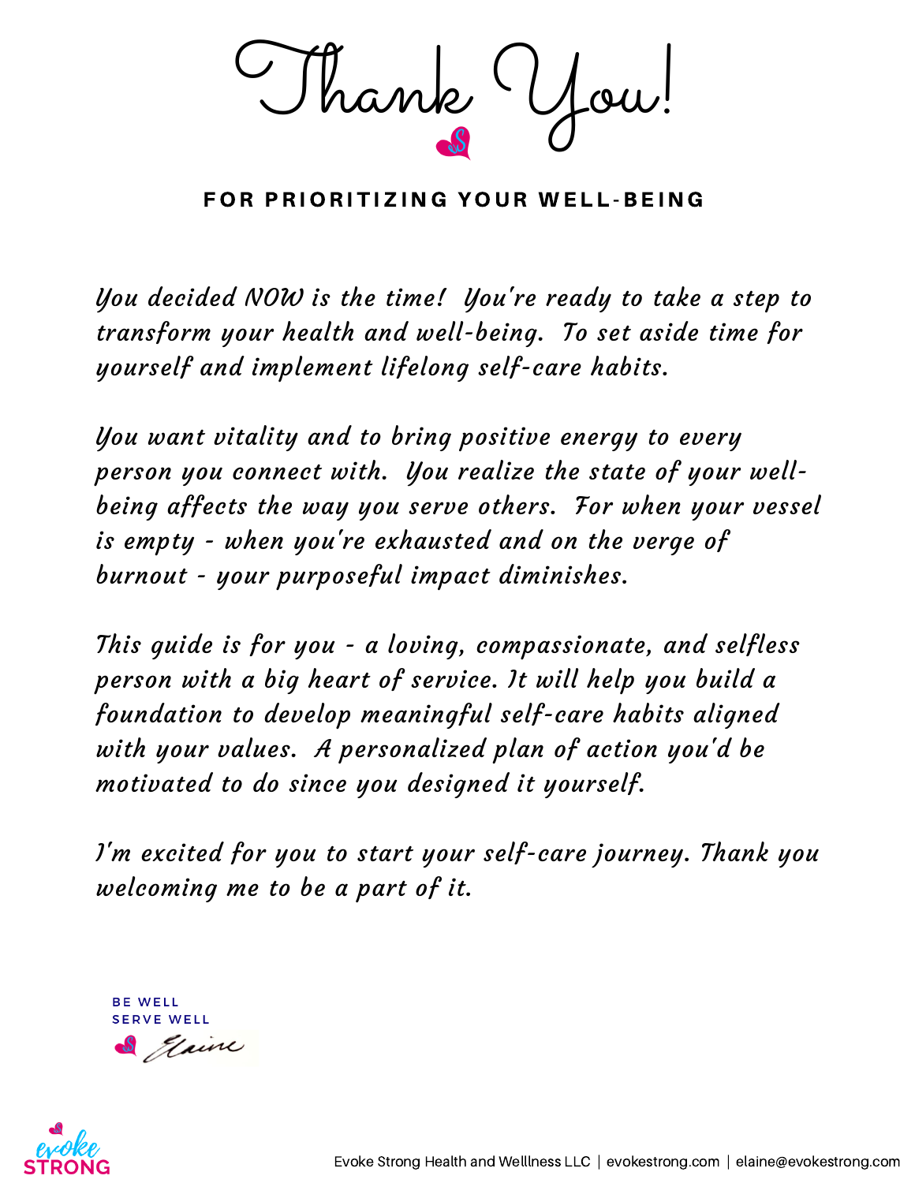# Thank You!

**FOR PRIORITIZING YOUR WELL-BEING**

*You decided NOW is the time! You're ready to take a step to transform your health and well-being. To set aside time for yourself and implement lifelong self-care habits.*

*You want vitality and to bring positive energy to every person you connect with. You realize the state of your well-being affects the way you serve others. For when your vessel is empty - when you're exhausted and on the verge of burnout - your purposeful impact diminishes.*

*This guide is for you - a loving, compassionate, and selfless person with a big heart of service. It will help you build a foundation to develop meaningful self-care habits aligned with your values. A personalized plan of action you'd be motivated to do since you designed it yourself.*

*I'm excited for you to start your self-care journey. Thank you welcoming me to be a part of it.*

BE WELL
SERVE WELL
Elaine

evoke STRONG

Evoke Strong Health and Wellness LLC | evokestrong.com | elaine@evokestrong.com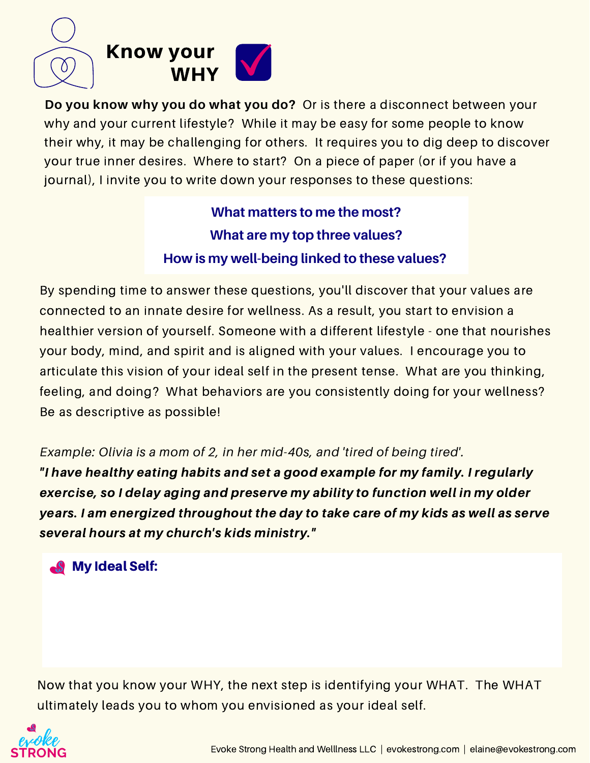# Know your WHY

**Do you know why you do what you do?** Or is there a disconnect between your why and your current lifestyle? While it may be easy for some people to know their why, it may be challenging for others. It requires you to dig deep to discover your true inner desires. Where to start? On a piece of paper (or if you have a journal), I invite you to write down your responses to these questions:

**What matters to me the most?**

**What are my top three values?**

**How is my well-being linked to these values?**

By spending time to answer these questions, you'll discover that your values are connected to an innate desire for wellness. As a result, you start to envision a healthier version of yourself. Someone with a different lifestyle - one that nourishes your body, mind, and spirit and is aligned with your values. I encourage you to articulate this vision of your ideal self in the present tense. What are you thinking, feeling, and doing? What behaviors are you consistently doing for your wellness? Be as descriptive as possible!

*Example: Olivia is a mom of 2, in her mid-40s, and 'tired of being tired'.*
***"I have healthy eating habits and set a good example for my family. I regularly exercise, so I delay aging and preserve my ability to function well in my older years. I am energized throughout the day to take care of my kids as well as serve several hours at my church's kids ministry."***

**My Ideal Self:**

Now that you know your WHY, the next step is identifying your WHAT. The WHAT ultimately leads you to whom you envisioned as your ideal self.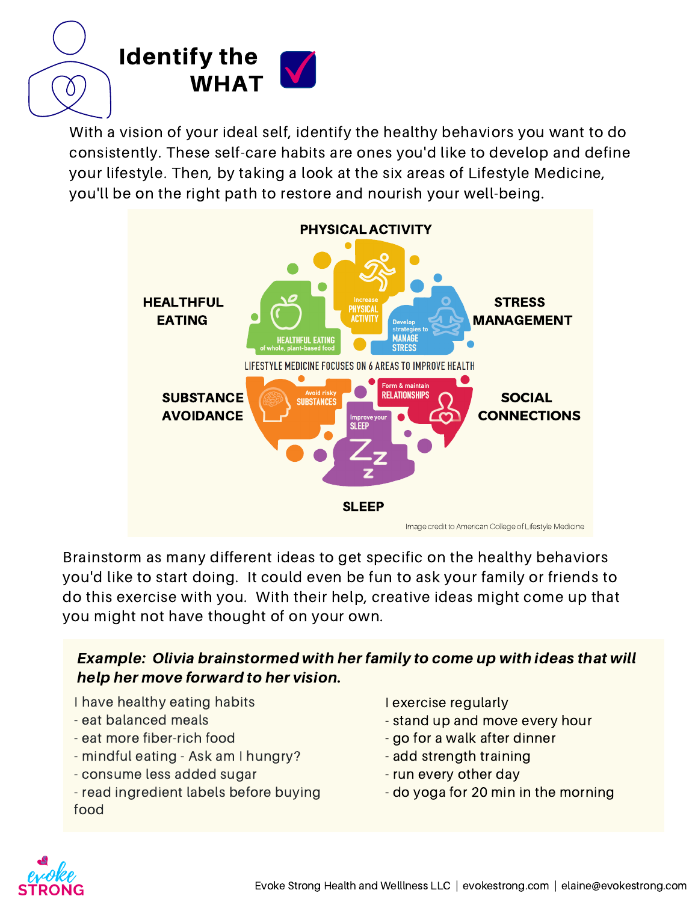# Identify the WHAT

With a vision of your ideal self, identify the healthy behaviors you want to do consistently. These self-care habits are ones you'd like to develop and define your lifestyle. Then, by taking a look at the six areas of Lifestyle Medicine, you'll be on the right path to restore and nourish your well-being.

PHYSICAL ACTIVITY

HEALTHFUL EATING

STRESS MANAGEMENT

HEALTHFUL EATING of whole, plant-based food

Increase PHYSICAL ACTIVITY

Develop strategies to MANAGE STRESS

LIFESTYLE MEDICINE FOCUSES ON 6 AREAS TO IMPROVE HEALTH

Avoid risky SUBSTANCES

Form & maintain RELATIONSHIPS

Improve your SLEEP

SUBSTANCE AVOIDANCE

SOCIAL CONNECTIONS

SLEEP

Image credit to American College of Lifestyle Medicine

Brainstorm as many different ideas to get specific on the healthy behaviors you'd like to start doing. It could even be fun to ask your family or friends to do this exercise with you. With their help, creative ideas might come up that you might not have thought of on your own.

***Example: Olivia brainstormed with her family to come up with ideas that will help her move forward to her vision.***

I have healthy eating habits
- eat balanced meals
- eat more fiber-rich food
- mindful eating - Ask am I hungry?
- consume less added sugar
- read ingredient labels before buying food

I exercise regularly
- stand up and move every hour
- go for a walk after dinner
- add strength training
- run every other day
- do yoga for 20 min in the morning

Evoke Strong Health and Wellness LLC | evokestrong.com | elaine@evokestrong.com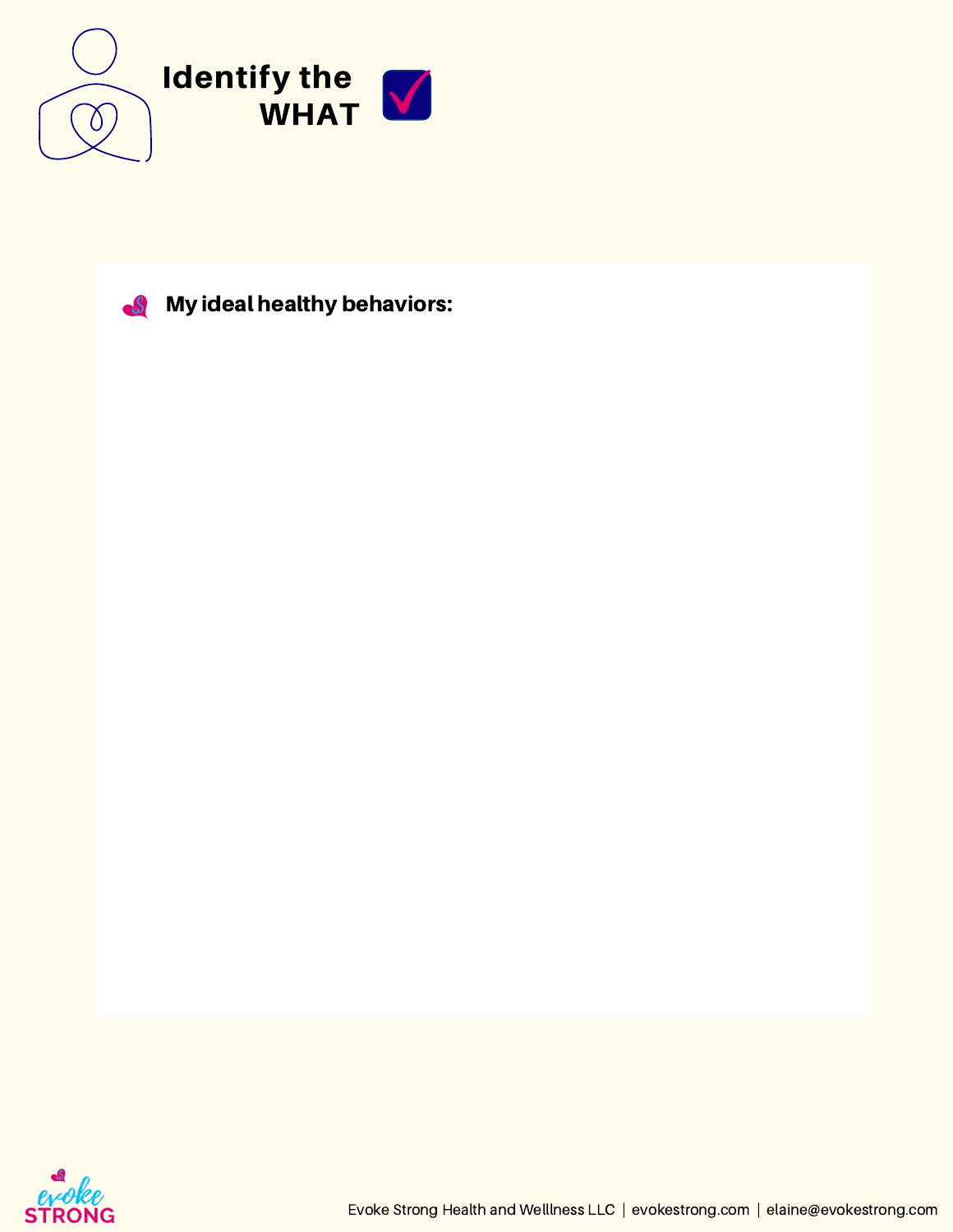# Identify the WHAT

**My ideal healthy behaviors:**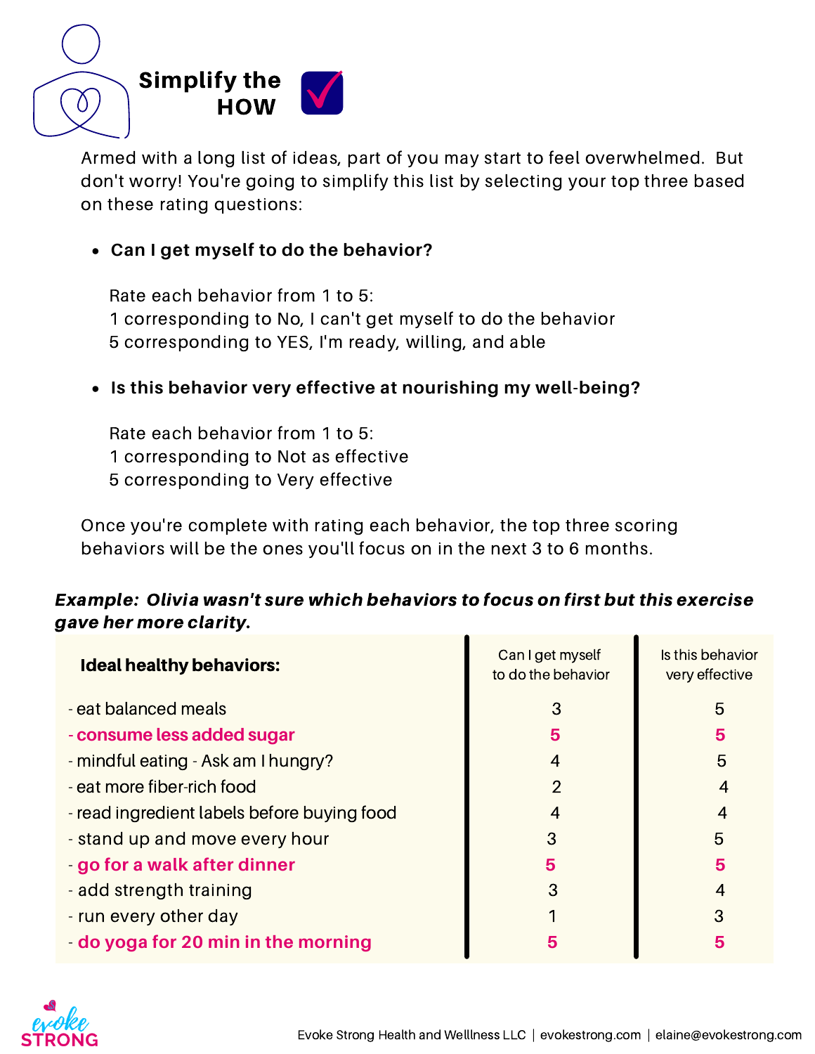# Simplify the HOW

Armed with a long list of ideas, part of you may start to feel overwhelmed. But don't worry! You're going to simplify this list by selecting your top three based on these rating questions:

- **Can I get myself to do the behavior?**

  Rate each behavior from 1 to 5:
  1 corresponding to No, I can't get myself to do the behavior
  5 corresponding to YES, I'm ready, willing, and able

- **Is this behavior very effective at nourishing my well-being?**

  Rate each behavior from 1 to 5:
  1 corresponding to Not as effective
  5 corresponding to Very effective

Once you're complete with rating each behavior, the top three scoring behaviors will be the ones you'll focus on in the next 3 to 6 months.

***Example: Olivia wasn't sure which behaviors to focus on first but this exercise gave her more clarity.***

| **Ideal healthy behaviors:** | Can I get myself to do the behavior | Is this behavior very effective |
|---|---|---|
| - eat balanced meals | 3 | 5 |
| **- consume less added sugar** | **5** | **5** |
| - mindful eating - Ask am I hungry? | 4 | 5 |
| - eat more fiber-rich food | 2 | 4 |
| - read ingredient labels before buying food | 4 | 4 |
| - stand up and move every hour | 3 | 5 |
| **- go for a walk after dinner** | **5** | **5** |
| - add strength training | 3 | 4 |
| - run every other day | 1 | 3 |
| **- do yoga for 20 min in the morning** | **5** | **5** |

evoke STRONG

Evoke Strong Health and Wellness LLC | evokestrong.com | elaine@evokestrong.com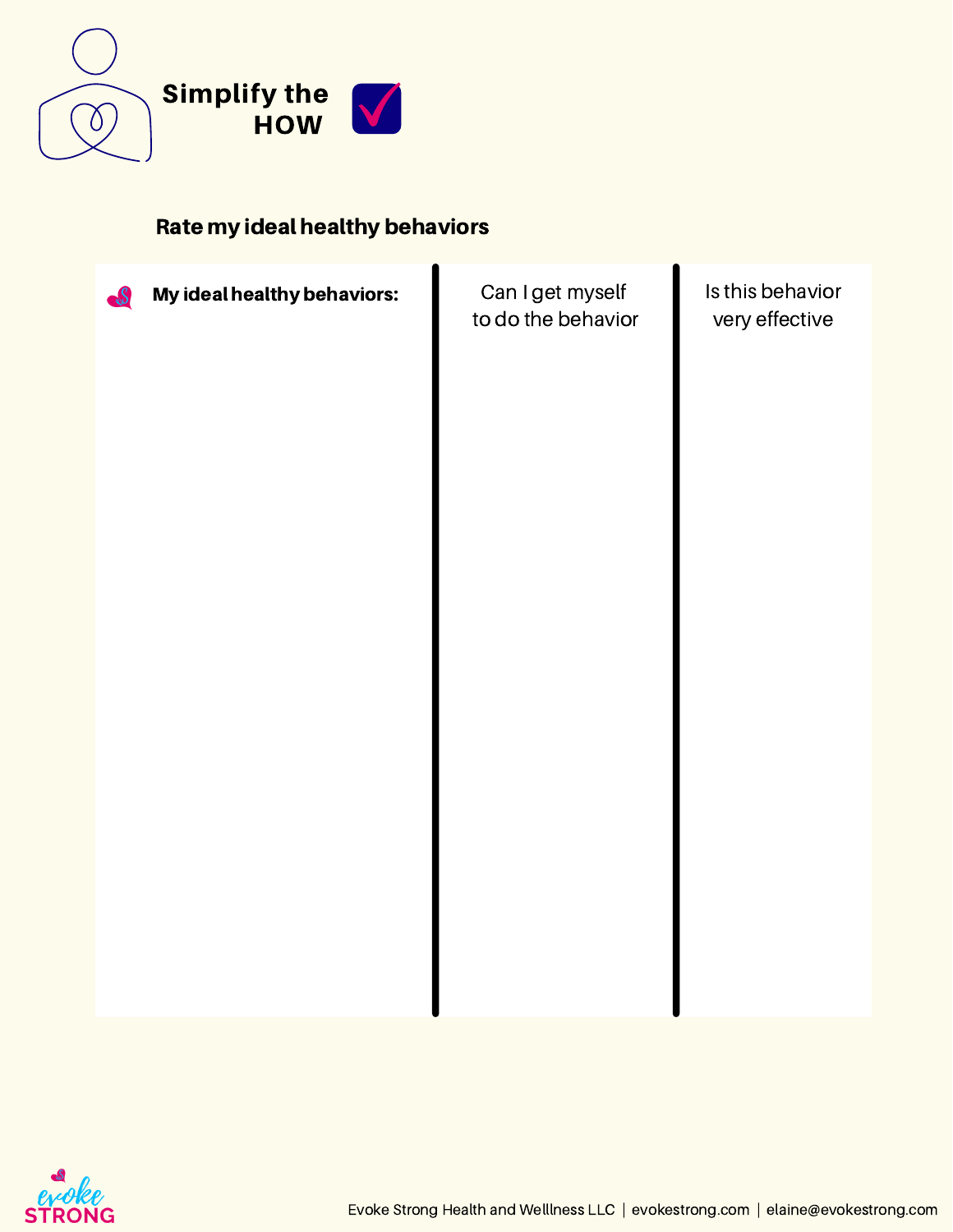# Simplify the HOW

## Rate my ideal healthy behaviors

| My ideal healthy behaviors: | Can I get myself to do the behavior | Is this behavior very effective |
| --- | --- | --- |
| | | |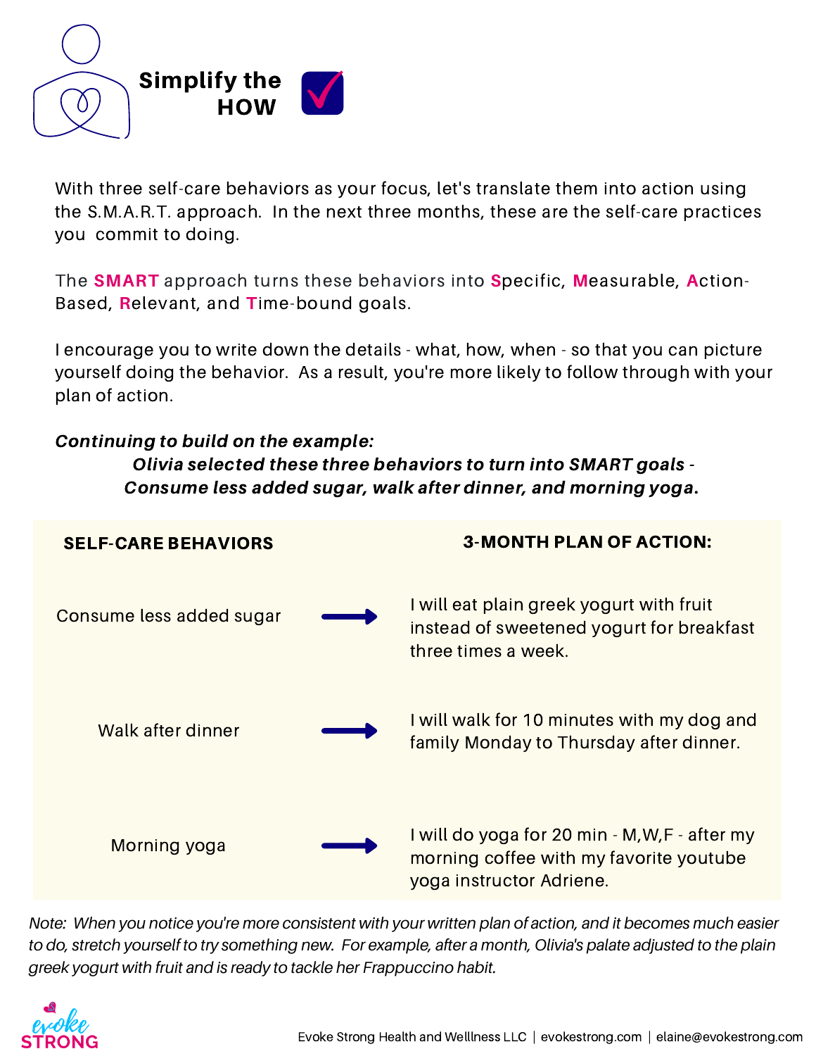# Simplify the HOW

With three self-care behaviors as your focus, let's translate them into action using the S.M.A.R.T. approach. In the next three months, these are the self-care practices you commit to doing.

The **SMART** approach turns these behaviors into **S**pecific, **M**easurable, **A**ction-Based, **R**elevant, and **T**ime-bound goals.

I encourage you to write down the details - what, how, when - so that you can picture yourself doing the behavior. As a result, you're more likely to follow through with your plan of action.

***Continuing to build on the example:***

***Olivia selected these three behaviors to turn into SMART goals - Consume less added sugar, walk after dinner, and morning yoga.***

| SELF-CARE BEHAVIORS | | 3-MONTH PLAN OF ACTION: |
|---|---|---|
| Consume less added sugar | → | I will eat plain greek yogurt with fruit instead of sweetened yogurt for breakfast three times a week. |
| Walk after dinner | → | I will walk for 10 minutes with my dog and family Monday to Thursday after dinner. |
| Morning yoga | → | I will do yoga for 20 min - M,W,F - after my morning coffee with my favorite youtube yoga instructor Adriene. |

*Note: When you notice you're more consistent with your written plan of action, and it becomes much easier to do, stretch yourself to try something new. For example, after a month, Olivia's palate adjusted to the plain greek yogurt with fruit and is ready to tackle her Frappuccino habit.*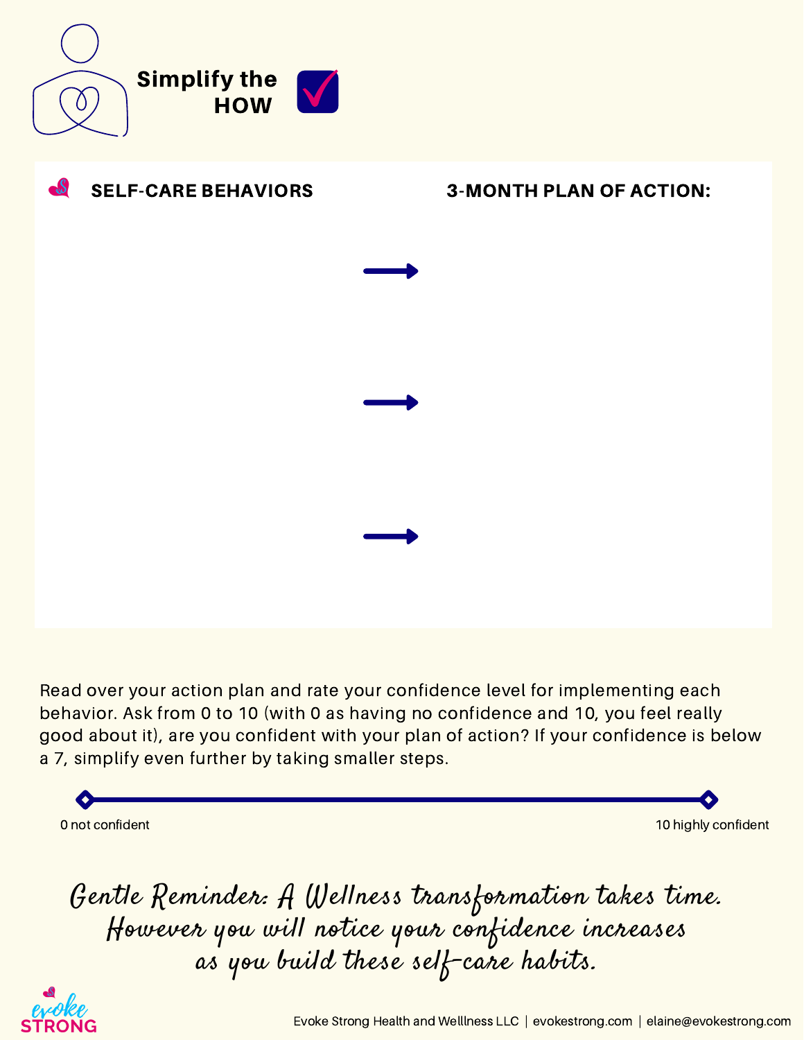# Simplify the HOW

| SELF-CARE BEHAVIORS | | 3-MONTH PLAN OF ACTION: |
|---|---|---|
| | → | |
| | → | |
| | → | |

Read over your action plan and rate your confidence level for implementing each behavior. Ask from 0 to 10 (with 0 as having no confidence and 10, you feel really good about it), are you confident with your plan of action? If your confidence is below a 7, simplify even further by taking smaller steps.

0 not confident — 10 highly confident

*Gentle Reminder: A Wellness transformation takes time. However you will notice your confidence increases as you build these self-care habits.*

Evoke Strong Health and Wellness LLC | evokestrong.com | elaine@evokestrong.com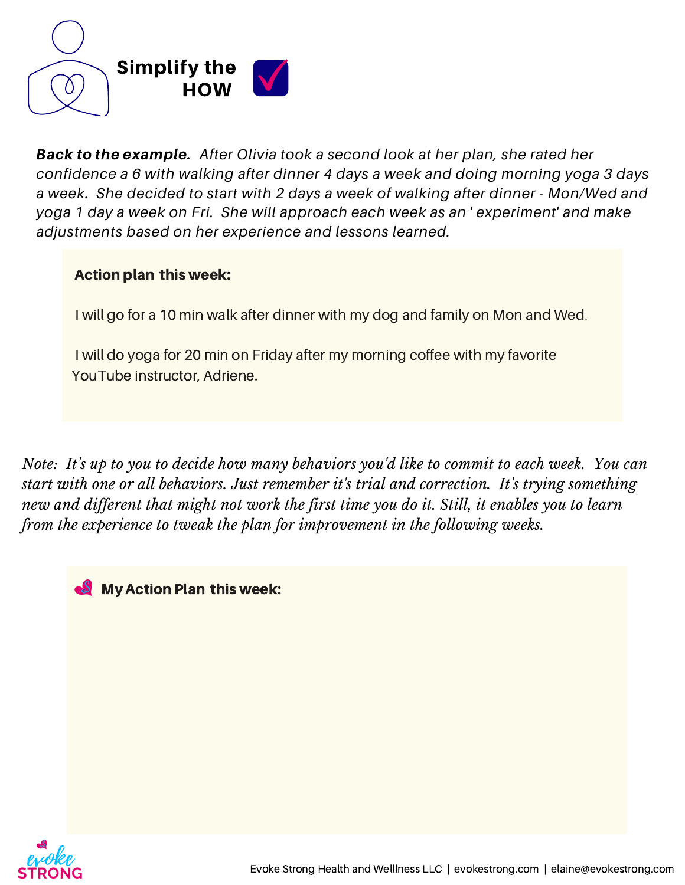# Simplify the HOW

***Back to the example.*** *After Olivia took a second look at her plan, she rated her confidence a 6 with walking after dinner 4 days a week and doing morning yoga 3 days a week. She decided to start with 2 days a week of walking after dinner - Mon/Wed and yoga 1 day a week on Fri. She will approach each week as an ' experiment' and make adjustments based on her experience and lessons learned.*

**Action plan this week:**

I will go for a 10 min walk after dinner with my dog and family on Mon and Wed.

I will do yoga for 20 min on Friday after my morning coffee with my favorite YouTube instructor, Adriene.

*Note: It's up to you to decide how many behaviors you'd like to commit to each week. You can start with one or all behaviors. Just remember it's trial and correction. It's trying something new and different that might not work the first time you do it. Still, it enables you to learn from the experience to tweak the plan for improvement in the following weeks.*

**My Action Plan this week:**

Evoke Strong Health and Wellness LLC | evokestrong.com | elaine@evokestrong.com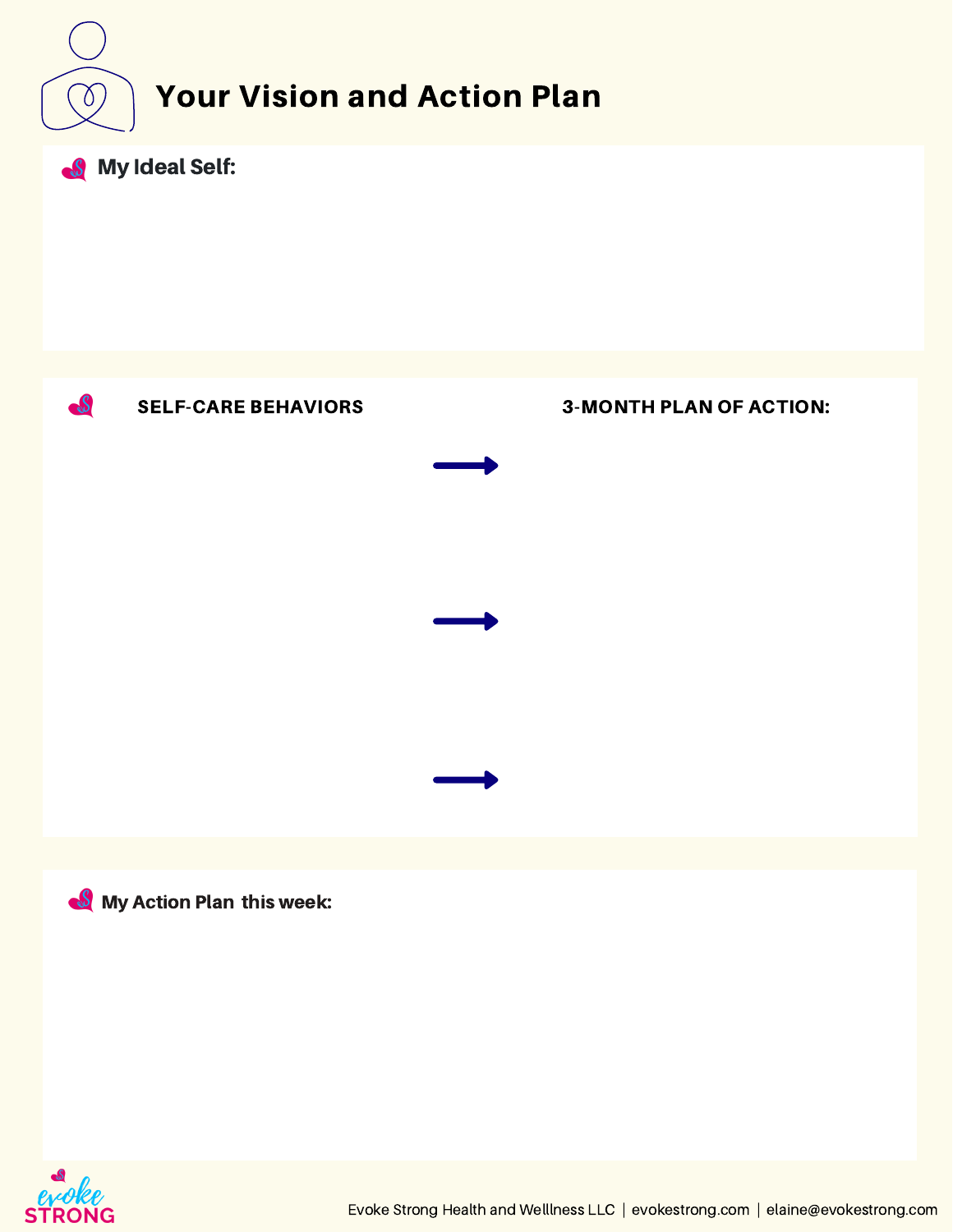# Your Vision and Action Plan

**My Ideal Self:**

| SELF-CARE BEHAVIORS | | 3-MONTH PLAN OF ACTION: |
|---|---|---|
| | → | |
| | → | |
| | → | |

**My Action Plan this week:**

Evoke Strong Health and Welllness LLC | evokestrong.com | elaine@evokestrong.com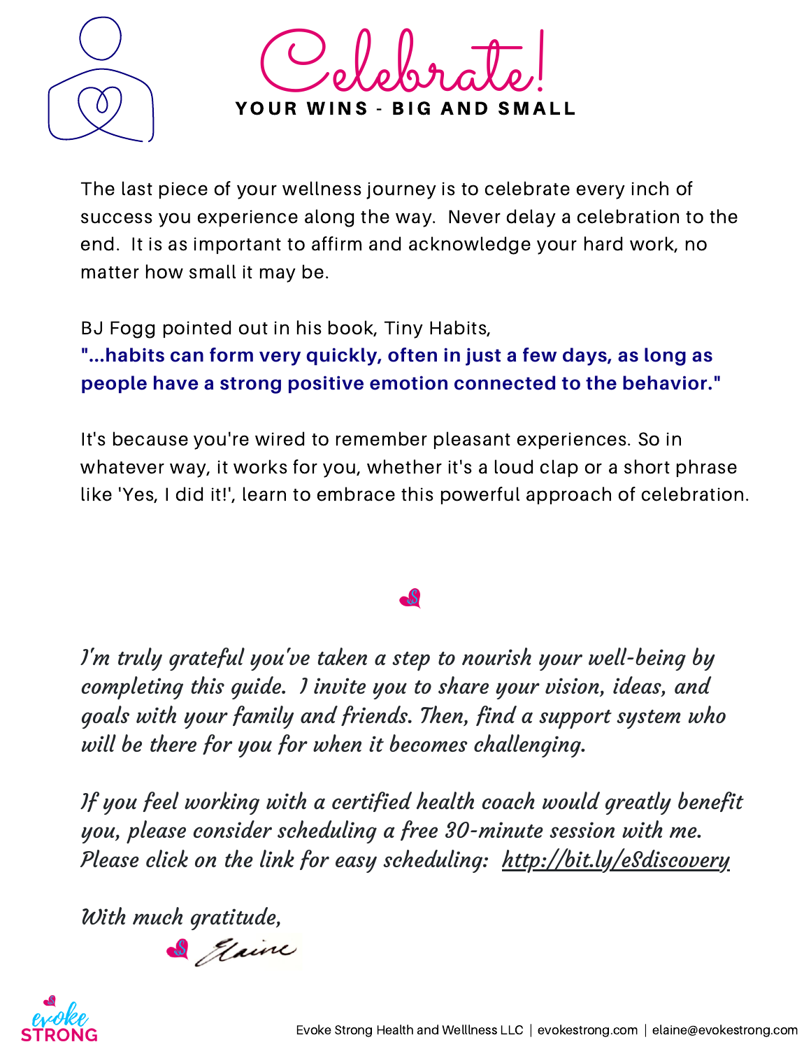# Celebrate!

**YOUR WINS - BIG AND SMALL**

The last piece of your wellness journey is to celebrate every inch of success you experience along the way. Never delay a celebration to the end. It is as important to affirm and acknowledge your hard work, no matter how small it may be.

BJ Fogg pointed out in his book, Tiny Habits,
**"...habits can form very quickly, often in just a few days, as long as people have a strong positive emotion connected to the behavior."**

It's because you're wired to remember pleasant experiences. So in whatever way, it works for you, whether it's a loud clap or a short phrase like 'Yes, I did it!', learn to embrace this powerful approach of celebration.

*I'm truly grateful you've taken a step to nourish your well-being by completing this guide. I invite you to share your vision, ideas, and goals with your family and friends. Then, find a support system who will be there for you for when it becomes challenging.*

*If you feel working with a certified health coach would greatly benefit you, please consider scheduling a free 30-minute session with me. Please click on the link for easy scheduling: http://bit.ly/eSdiscovery*

*With much gratitude,*

*Elaine*

Evoke Strong Health and Wellness LLC | evokestrong.com | elaine@evokestrong.com